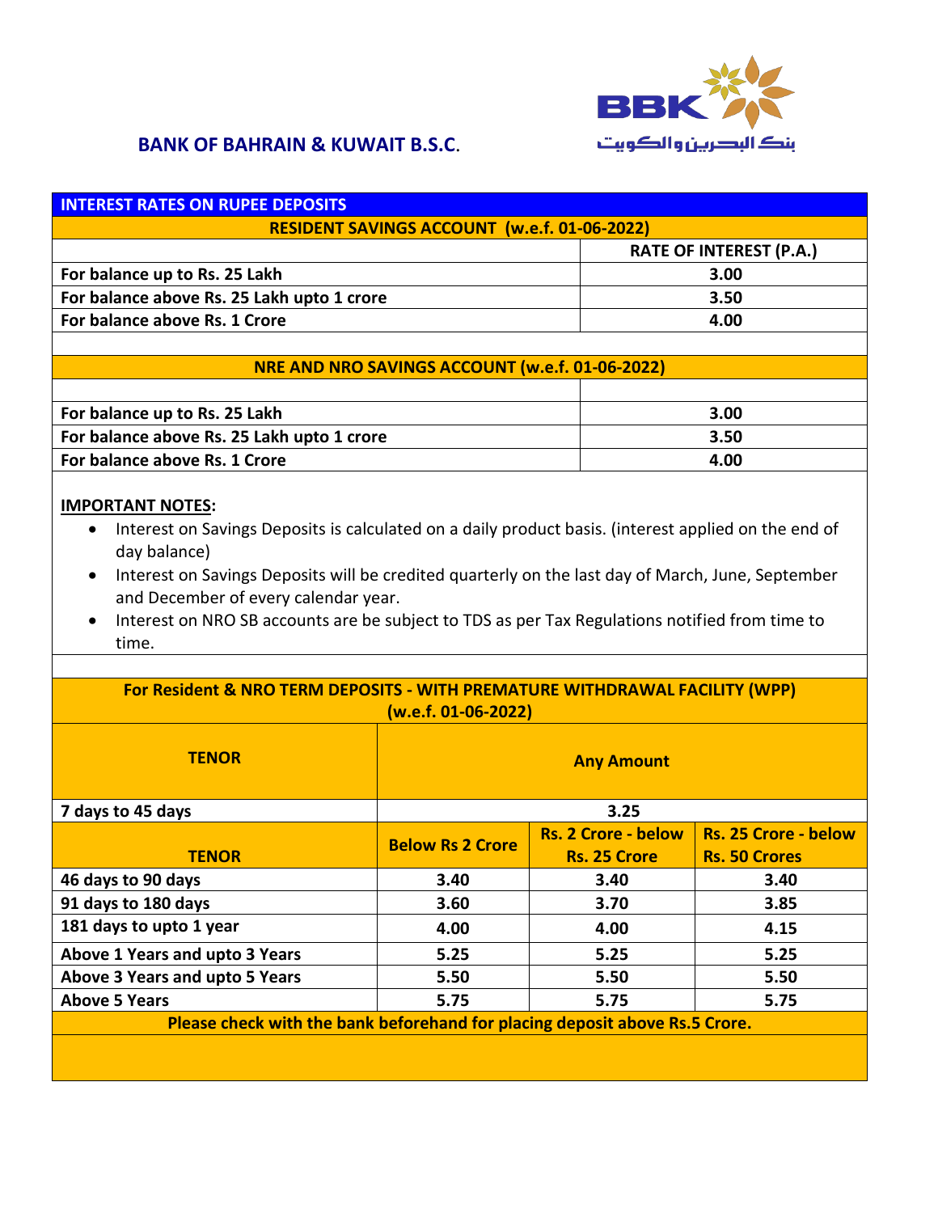# BANK OF BAHRAIN & KUWAIT B.S.C.

بنك البحرين والكويت

## INTEREST RATES ON RUPEE DEPOSITS

### RESIDENT SAVINGS ACCOUNT (w.e.f. 01-06-2022)

| | RATE OF INTEREST (P.A.) |
|---|---|
| For balance up to Rs. 25 Lakh | 3.00 |
| For balance above Rs. 25 Lakh upto 1 crore | 3.50 |
| For balance above Rs. 1 Crore | 4.00 |

### NRE AND NRO SAVINGS ACCOUNT (w.e.f. 01-06-2022)

| | |
|---|---|
| For balance up to Rs. 25 Lakh | 3.00 |
| For balance above Rs. 25 Lakh upto 1 crore | 3.50 |
| For balance above Rs. 1 Crore | 4.00 |

**IMPORTANT NOTES:**

- Interest on Savings Deposits is calculated on a daily product basis. (interest applied on the end of day balance)
- Interest on Savings Deposits will be credited quarterly on the last day of March, June, September and December of every calendar year.
- Interest on NRO SB accounts are be subject to TDS as per Tax Regulations notified from time to time.

### For Resident & NRO TERM DEPOSITS - WITH PREMATURE WITHDRAWAL FACILITY (WPP) (w.e.f. 01-06-2022)

| TENOR | Any Amount | | |
|---|---|---|---|
| 7 days to 45 days | 3.25 | | |
| **TENOR** | **Below Rs 2 Crore** | **Rs. 2 Crore - below Rs. 25 Crore** | **Rs. 25 Crore - below Rs. 50 Crores** |
| 46 days to 90 days | 3.40 | 3.40 | 3.40 |
| 91 days to 180 days | 3.60 | 3.70 | 3.85 |
| 181 days to upto 1 year | 4.00 | 4.00 | 4.15 |
| Above 1 Years and upto 3 Years | 5.25 | 5.25 | 5.25 |
| Above 3 Years and upto 5 Years | 5.50 | 5.50 | 5.50 |
| Above 5 Years | 5.75 | 5.75 | 5.75 |

**Please check with the bank beforehand for placing deposit above Rs.5 Crore.**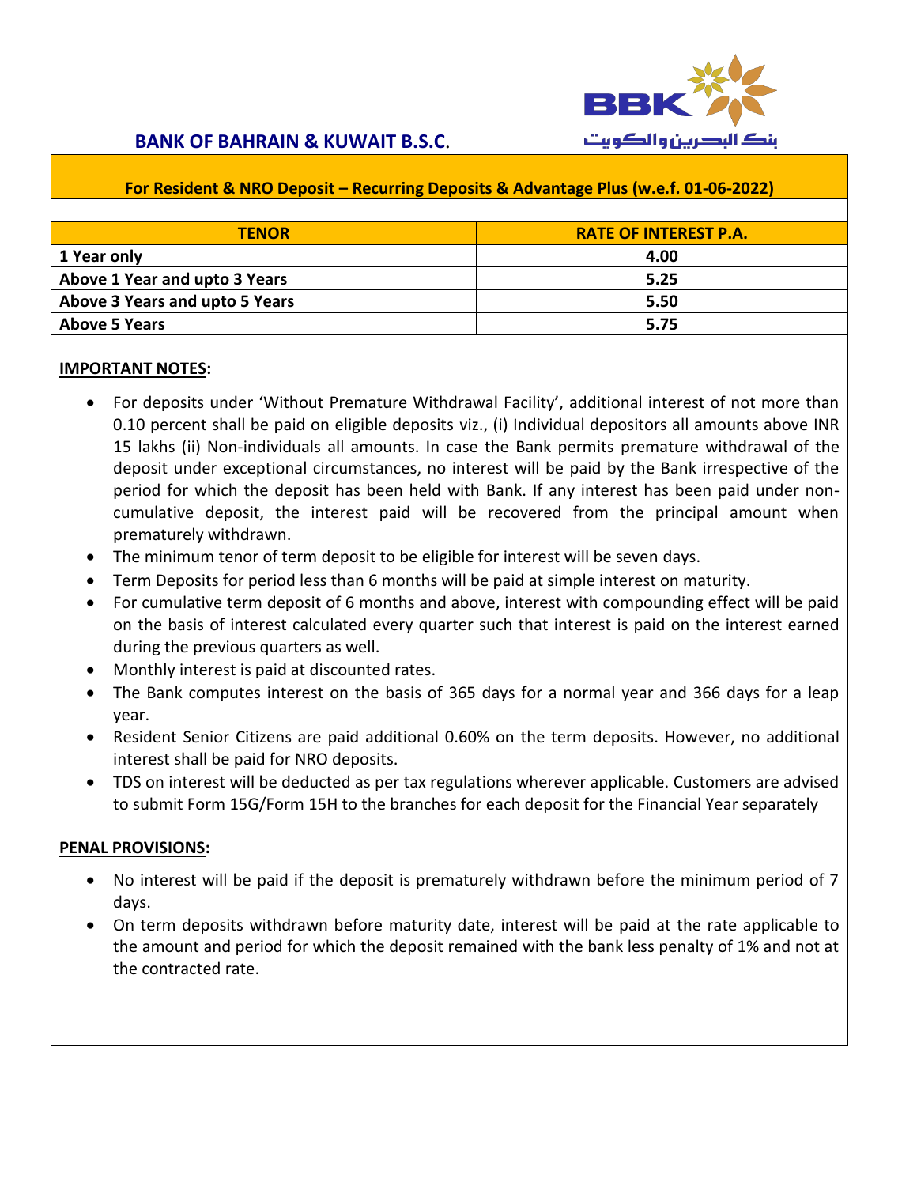**BANK OF BAHRAIN & KUWAIT B.S.C.**

BBK
بنك البحرين والكويت

**For Resident & NRO Deposit – Recurring Deposits & Advantage Plus (w.e.f. 01-06-2022)**

| TENOR | RATE OF INTEREST P.A. |
|---|---|
| 1 Year only | 4.00 |
| Above 1 Year and upto 3 Years | 5.25 |
| Above 3 Years and upto 5 Years | 5.50 |
| Above 5 Years | 5.75 |

**IMPORTANT NOTES:**

- For deposits under 'Without Premature Withdrawal Facility', additional interest of not more than 0.10 percent shall be paid on eligible deposits viz., (i) Individual depositors all amounts above INR 15 lakhs (ii) Non-individuals all amounts. In case the Bank permits premature withdrawal of the deposit under exceptional circumstances, no interest will be paid by the Bank irrespective of the period for which the deposit has been held with Bank. If any interest has been paid under non-cumulative deposit, the interest paid will be recovered from the principal amount when prematurely withdrawn.
- The minimum tenor of term deposit to be eligible for interest will be seven days.
- Term Deposits for period less than 6 months will be paid at simple interest on maturity.
- For cumulative term deposit of 6 months and above, interest with compounding effect will be paid on the basis of interest calculated every quarter such that interest is paid on the interest earned during the previous quarters as well.
- Monthly interest is paid at discounted rates.
- The Bank computes interest on the basis of 365 days for a normal year and 366 days for a leap year.
- Resident Senior Citizens are paid additional 0.60% on the term deposits. However, no additional interest shall be paid for NRO deposits.
- TDS on interest will be deducted as per tax regulations wherever applicable. Customers are advised to submit Form 15G/Form 15H to the branches for each deposit for the Financial Year separately

**PENAL PROVISIONS:**

- No interest will be paid if the deposit is prematurely withdrawn before the minimum period of 7 days.
- On term deposits withdrawn before maturity date, interest will be paid at the rate applicable to the amount and period for which the deposit remained with the bank less penalty of 1% and not at the contracted rate.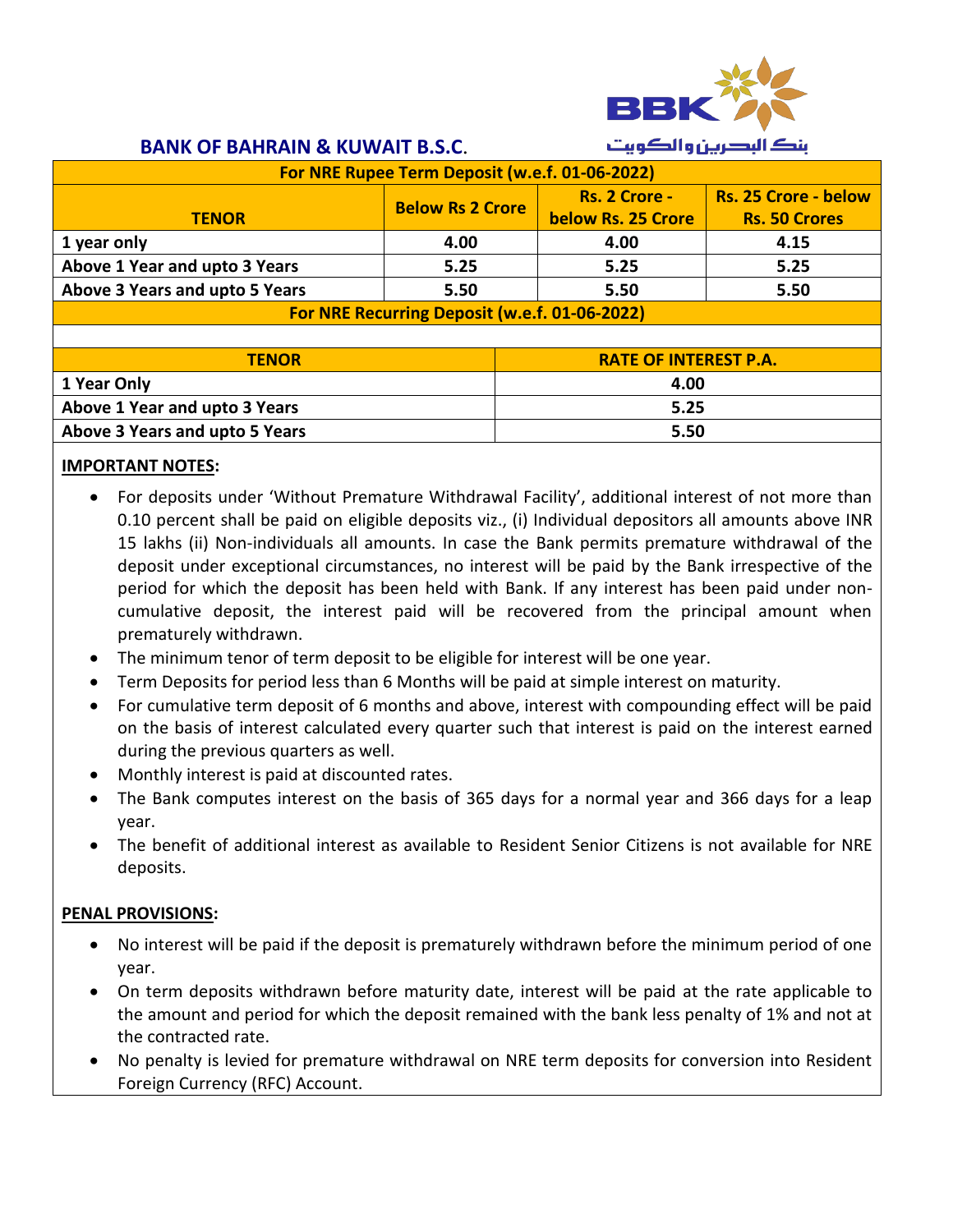**BANK OF BAHRAIN & KUWAIT B.S.C.**

بنك البحرين والكويت

**For NRE Rupee Term Deposit (w.e.f. 01-06-2022)**

| TENOR | Below Rs 2 Crore | Rs. 2 Crore - below Rs. 25 Crore | Rs. 25 Crore - below Rs. 50 Crores |
|---|---|---|---|
| 1 year only | 4.00 | 4.00 | 4.15 |
| Above 1 Year and upto 3 Years | 5.25 | 5.25 | 5.25 |
| Above 3 Years and upto 5 Years | 5.50 | 5.50 | 5.50 |

**For NRE Recurring Deposit (w.e.f. 01-06-2022)**

| TENOR | RATE OF INTEREST P.A. |
|---|---|
| 1 Year Only | 4.00 |
| Above 1 Year and upto 3 Years | 5.25 |
| Above 3 Years and upto 5 Years | 5.50 |

**IMPORTANT NOTES:**

- For deposits under 'Without Premature Withdrawal Facility', additional interest of not more than 0.10 percent shall be paid on eligible deposits viz., (i) Individual depositors all amounts above INR 15 lakhs (ii) Non-individuals all amounts. In case the Bank permits premature withdrawal of the deposit under exceptional circumstances, no interest will be paid by the Bank irrespective of the period for which the deposit has been held with Bank. If any interest has been paid under non-cumulative deposit, the interest paid will be recovered from the principal amount when prematurely withdrawn.
- The minimum tenor of term deposit to be eligible for interest will be one year.
- Term Deposits for period less than 6 Months will be paid at simple interest on maturity.
- For cumulative term deposit of 6 months and above, interest with compounding effect will be paid on the basis of interest calculated every quarter such that interest is paid on the interest earned during the previous quarters as well.
- Monthly interest is paid at discounted rates.
- The Bank computes interest on the basis of 365 days for a normal year and 366 days for a leap year.
- The benefit of additional interest as available to Resident Senior Citizens is not available for NRE deposits.

**PENAL PROVISIONS:**

- No interest will be paid if the deposit is prematurely withdrawn before the minimum period of one year.
- On term deposits withdrawn before maturity date, interest will be paid at the rate applicable to the amount and period for which the deposit remained with the bank less penalty of 1% and not at the contracted rate.
- No penalty is levied for premature withdrawal on NRE term deposits for conversion into Resident Foreign Currency (RFC) Account.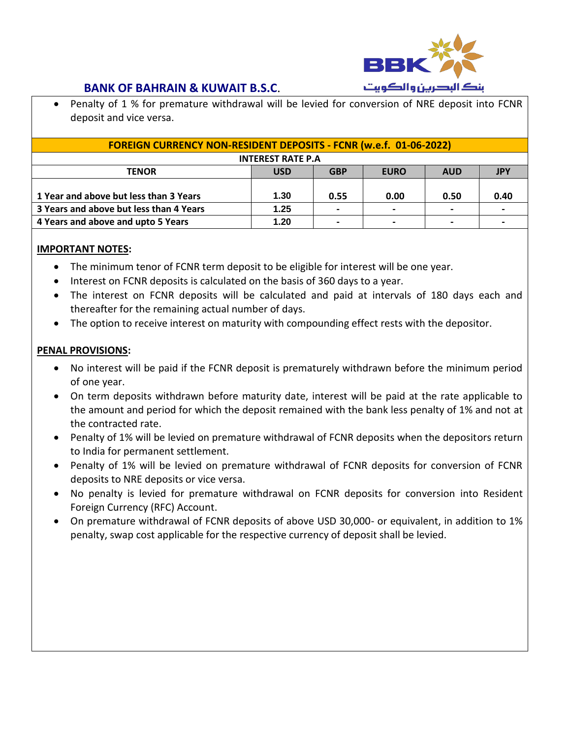- Penalty of 1 % for premature withdrawal will be levied for conversion of NRE deposit into FCNR deposit and vice versa.

| FOREIGN CURRENCY NON-RESIDENT DEPOSITS - FCNR (w.e.f. 01-06-2022) | | | | | |
|---|---|---|---|---|---|
| **INTEREST RATE P.A** | | | | | |
| **TENOR** | **USD** | **GBP** | **EURO** | **AUD** | **JPY** |
| **1 Year and above but less than 3 Years** | **1.30** | **0.55** | **0.00** | **0.50** | **0.40** |
| **3 Years and above but less than 4 Years** | **1.25** | **-** | **-** | **-** | **-** |
| **4 Years and above and upto 5 Years** | **1.20** | **-** | **-** | **-** | **-** |

**IMPORTANT NOTES:**

- The minimum tenor of FCNR term deposit to be eligible for interest will be one year.
- Interest on FCNR deposits is calculated on the basis of 360 days to a year.
- The interest on FCNR deposits will be calculated and paid at intervals of 180 days each and thereafter for the remaining actual number of days.
- The option to receive interest on maturity with compounding effect rests with the depositor.

**PENAL PROVISIONS:**

- No interest will be paid if the FCNR deposit is prematurely withdrawn before the minimum period of one year.
- On term deposits withdrawn before maturity date, interest will be paid at the rate applicable to the amount and period for which the deposit remained with the bank less penalty of 1% and not at the contracted rate.
- Penalty of 1% will be levied on premature withdrawal of FCNR deposits when the depositors return to India for permanent settlement.
- Penalty of 1% will be levied on premature withdrawal of FCNR deposits for conversion of FCNR deposits to NRE deposits or vice versa.
- No penalty is levied for premature withdrawal on FCNR deposits for conversion into Resident Foreign Currency (RFC) Account.
- On premature withdrawal of FCNR deposits of above USD 30,000- or equivalent, in addition to 1% penalty, swap cost applicable for the respective currency of deposit shall be levied.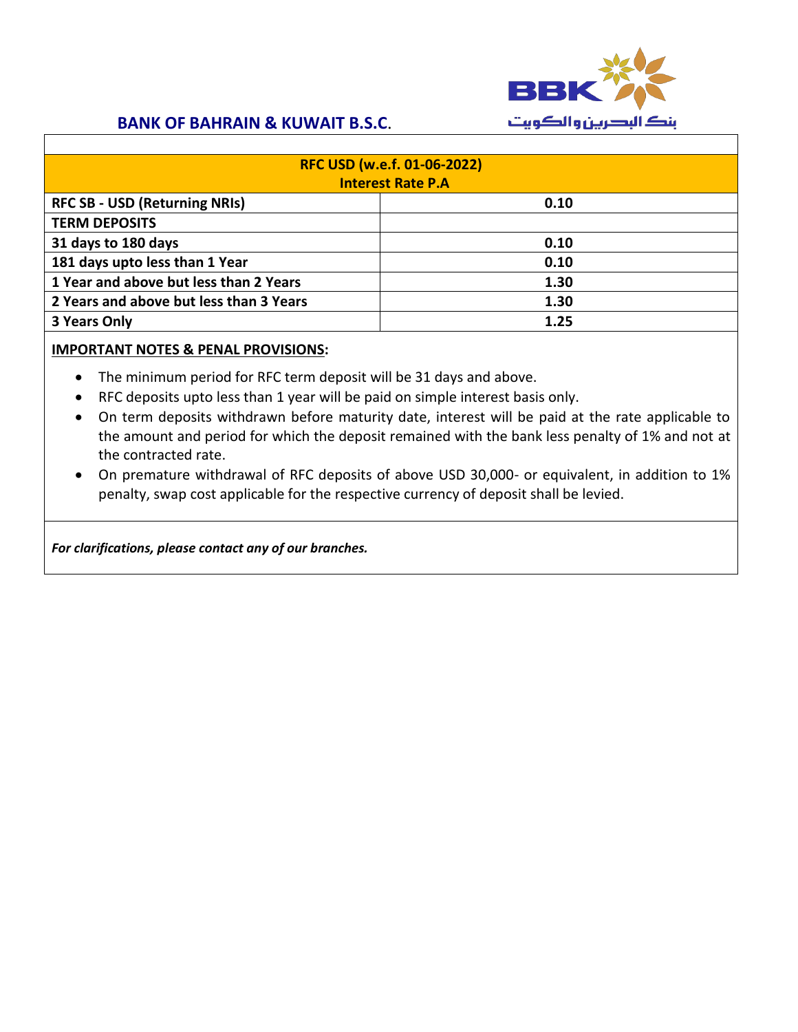## BANK OF BAHRAIN & KUWAIT B.S.C.

BBK

بنك البحرين والكويت

| RFC USD (w.e.f. 01-06-2022) Interest Rate P.A | |
|---|---|
| **RFC SB - USD (Returning NRIs)** | **0.10** |
| **TERM DEPOSITS** | |
| **31 days to 180 days** | **0.10** |
| **181 days upto less than 1 Year** | **0.10** |
| **1 Year and above but less than 2 Years** | **1.30** |
| **2 Years and above but less than 3 Years** | **1.30** |
| **3 Years Only** | **1.25** |

**IMPORTANT NOTES & PENAL PROVISIONS:**

- The minimum period for RFC term deposit will be 31 days and above.
- RFC deposits upto less than 1 year will be paid on simple interest basis only.
- On term deposits withdrawn before maturity date, interest will be paid at the rate applicable to the amount and period for which the deposit remained with the bank less penalty of 1% and not at the contracted rate.
- On premature withdrawal of RFC deposits of above USD 30,000- or equivalent, in addition to 1% penalty, swap cost applicable for the respective currency of deposit shall be levied.

***For clarifications, please contact any of our branches.***